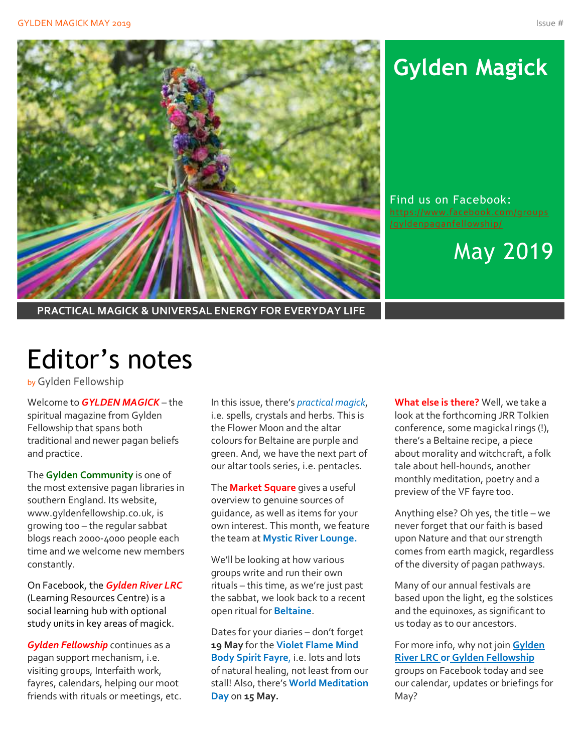# Gylden Magick

Find us on Facebook: https://www.facebook.com/groups/gyldenpaganfellowship/

May 2019

PRACTICAL MAGICK & UNIVERSAL ENERGY FOR EVERYDAY LIFE

# Editor's notes

by Gylden Fellowship

Welcome to ***GYLDEN MAGICK*** – the spiritual magazine from Gylden Fellowship that spans both traditional and newer pagan beliefs and practice.

The **Gylden Community** is one of the most extensive pagan libraries in southern England. Its website, www.gyldenfellowship.co.uk, is growing too – the regular sabbat blogs reach 2000-4000 people each time and we welcome new members constantly.

On Facebook, the ***Gylden River LRC*** (Learning Resources Centre) is a social learning hub with optional study units in key areas of magick.

***Gylden Fellowship*** continues as a pagan support mechanism, i.e. visiting groups, Interfaith work, fayres, calendars, helping our moot friends with rituals or meetings, etc.

In this issue, there's *practical magick*, i.e. spells, crystals and herbs. This is the Flower Moon and the altar colours for Beltaine are purple and green. And, we have the next part of our altar tools series, i.e. pentacles.

The **Market Square** gives a useful overview to genuine sources of guidance, as well as items for your own interest. This month, we feature the team at **Mystic River Lounge.**

We'll be looking at how various groups write and run their own rituals – this time, as we're just past the sabbat, we look back to a recent open ritual for **Beltaine**.

Dates for your diaries – don't forget **19 May** for the **Violet Flame Mind Body Spirit Fayre**, i.e. lots and lots of natural healing, not least from our stall! Also, there's **World Meditation Day** on **15 May.**

**What else is there?** Well, we take a look at the forthcoming JRR Tolkien conference, some magickal rings (!), there's a Beltaine recipe, a piece about morality and witchcraft, a folk tale about hell-hounds, another monthly meditation, poetry and a preview of the VF fayre too.

Anything else? Oh yes, the title – we never forget that our faith is based upon Nature and that our strength comes from earth magick, regardless of the diversity of pagan pathways.

Many of our annual festivals are based upon the light, eg the solstices and the equinoxes, as significant to us today as to our ancestors.

For more info, why not join **Gylden River LRC or Gylden Fellowship** groups on Facebook today and see our calendar, updates or briefings for May?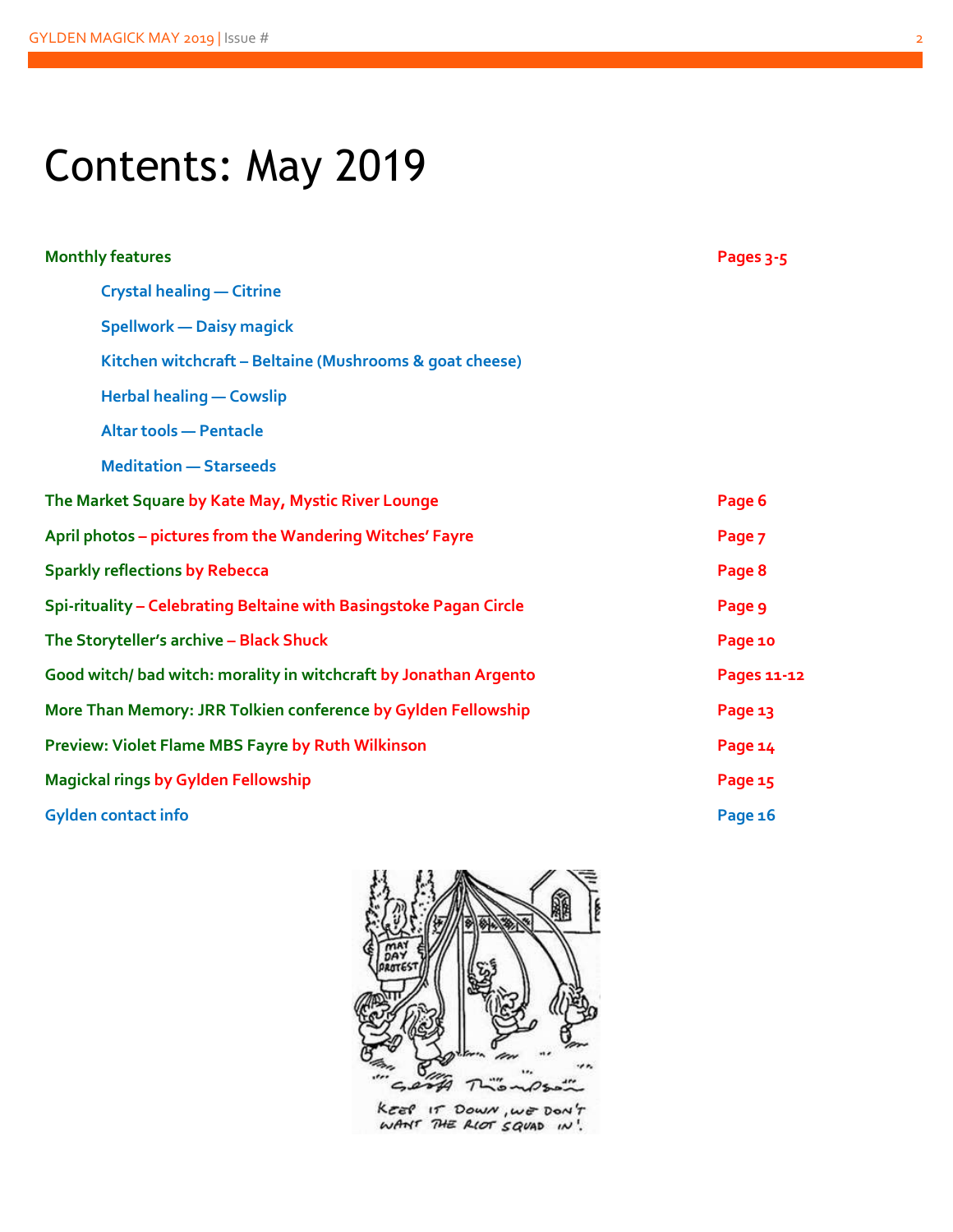# Contents: May 2019

| | |
|---|---|
| **Monthly features** | **Pages 3-5** |
| Crystal healing — Citrine | |
| Spellwork — Daisy magick | |
| Kitchen witchcraft – Beltaine (Mushrooms & goat cheese) | |
| Herbal healing — Cowslip | |
| Altar tools — Pentacle | |
| Meditation — Starseeds | |
| **The Market Square** by Kate May, Mystic River Lounge | **Page 6** |
| **April photos** – pictures from the Wandering Witches' Fayre | **Page 7** |
| **Sparkly reflections** by Rebecca | **Page 8** |
| **Spi-rituality** – Celebrating Beltaine with Basingstoke Pagan Circle | **Page 9** |
| **The Storyteller's archive** – Black Shuck | **Page 10** |
| **Good witch/ bad witch: morality in witchcraft** by Jonathan Argento | **Pages 11-12** |
| **More Than Memory: JRR Tolkien conference** by Gylden Fellowship | **Page 13** |
| **Preview: Violet Flame MBS Fayre** by Ruth Wilkinson | **Page 14** |
| **Magickal rings** by Gylden Fellowship | **Page 15** |
| **Gylden contact info** | **Page 16** |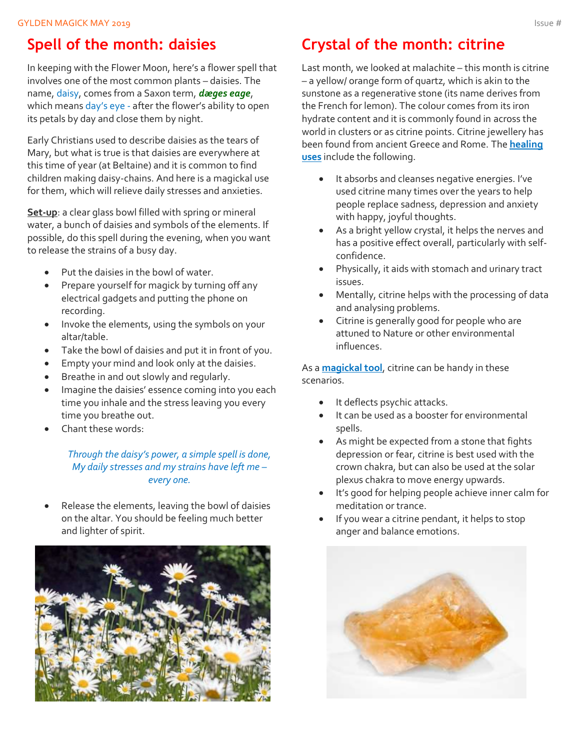## Spell of the month: daisies

In keeping with the Flower Moon, here's a flower spell that involves one of the most common plants – daisies. The name, daisy, comes from a Saxon term, ***dæges eage***, which means day's eye - after the flower's ability to open its petals by day and close them by night.

Early Christians used to describe daisies as the tears of Mary, but what is true is that daisies are everywhere at this time of year (at Beltaine) and it is common to find children making daisy-chains. And here is a magickal use for them, which will relieve daily stresses and anxieties.

**Set-up**: a clear glass bowl filled with spring or mineral water, a bunch of daisies and symbols of the elements. If possible, do this spell during the evening, when you want to release the strains of a busy day.

- Put the daisies in the bowl of water.
- Prepare yourself for magick by turning off any electrical gadgets and putting the phone on recording.
- Invoke the elements, using the symbols on your altar/table.
- Take the bowl of daisies and put it in front of you.
- Empty your mind and look only at the daisies.
- Breathe in and out slowly and regularly.
- Imagine the daisies' essence coming into you each time you inhale and the stress leaving you every time you breathe out.
- Chant these words:

*Through the daisy's power, a simple spell is done,*
*My daily stresses and my strains have left me – every one.*

- Release the elements, leaving the bowl of daisies on the altar. You should be feeling much better and lighter of spirit.

## Crystal of the month: citrine

Last month, we looked at malachite – this month is citrine – a yellow/ orange form of quartz, which is akin to the sunstone as a regenerative stone (its name derives from the French for lemon). The colour comes from its iron hydrate content and it is commonly found in across the world in clusters or as citrine points. Citrine jewellery has been found from ancient Greece and Rome. The **healing uses** include the following.

- It absorbs and cleanses negative energies. I've used citrine many times over the years to help people replace sadness, depression and anxiety with happy, joyful thoughts.
- As a bright yellow crystal, it helps the nerves and has a positive effect overall, particularly with self-confidence.
- Physically, it aids with stomach and urinary tract issues.
- Mentally, citrine helps with the processing of data and analysing problems.
- Citrine is generally good for people who are attuned to Nature or other environmental influences.

As a **magickal tool**, citrine can be handy in these scenarios.

- It deflects psychic attacks.
- It can be used as a booster for environmental spells.
- As might be expected from a stone that fights depression or fear, citrine is best used with the crown chakra, but can also be used at the solar plexus chakra to move energy upwards.
- It's good for helping people achieve inner calm for meditation or trance.
- If you wear a citrine pendant, it helps to stop anger and balance emotions.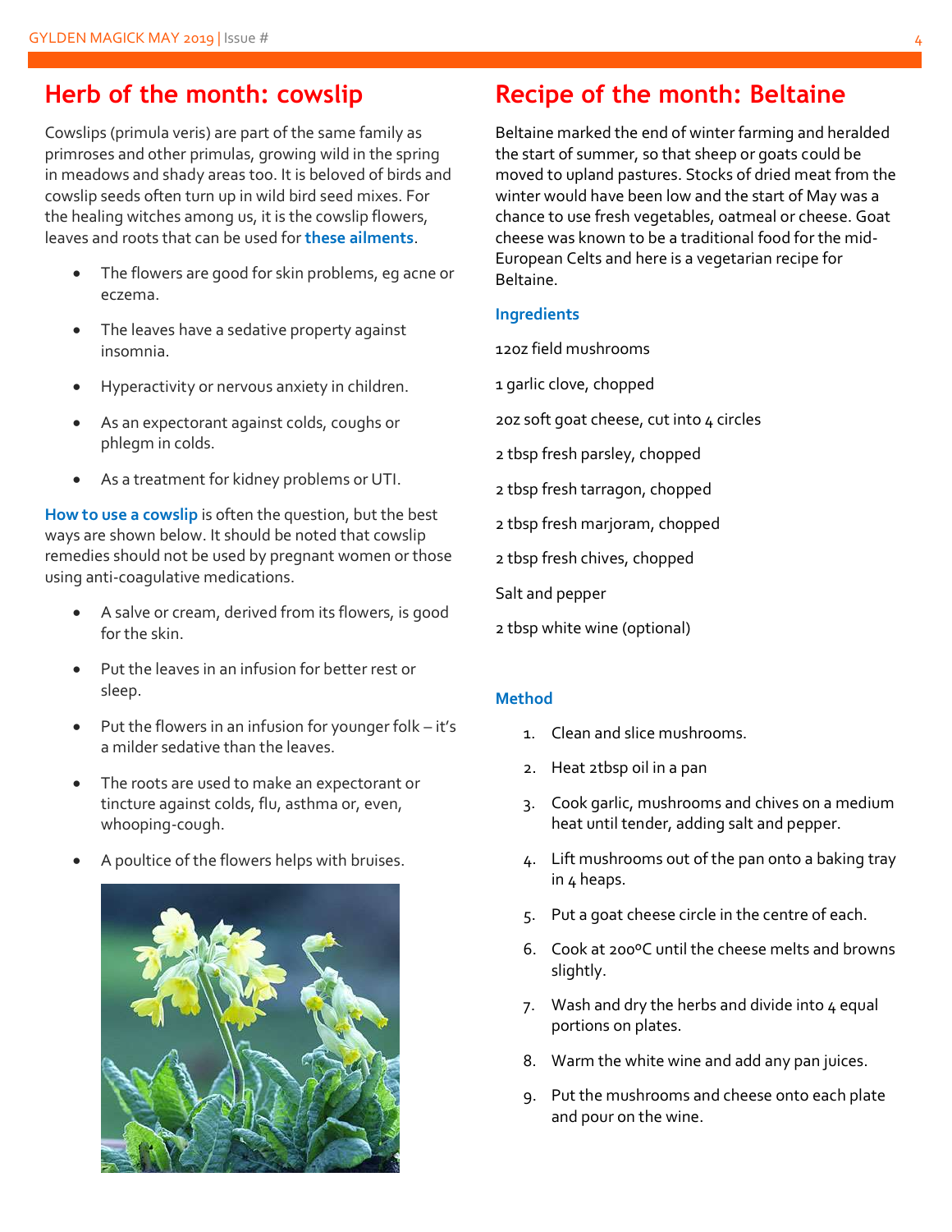## Herb of the month: cowslip

Cowslips (primula veris) are part of the same family as primroses and other primulas, growing wild in the spring in meadows and shady areas too. It is beloved of birds and cowslip seeds often turn up in wild bird seed mixes. For the healing witches among us, it is the cowslip flowers, leaves and roots that can be used for **these ailments**.

- The flowers are good for skin problems, eg acne or eczema.
- The leaves have a sedative property against insomnia.
- Hyperactivity or nervous anxiety in children.
- As an expectorant against colds, coughs or phlegm in colds.
- As a treatment for kidney problems or UTI.

**How to use a cowslip** is often the question, but the best ways are shown below. It should be noted that cowslip remedies should not be used by pregnant women or those using anti-coagulative medications.

- A salve or cream, derived from its flowers, is good for the skin.
- Put the leaves in an infusion for better rest or sleep.
- Put the flowers in an infusion for younger folk – it's a milder sedative than the leaves.
- The roots are used to make an expectorant or tincture against colds, flu, asthma or, even, whooping-cough.
- A poultice of the flowers helps with bruises.

## Recipe of the month: Beltaine

Beltaine marked the end of winter farming and heralded the start of summer, so that sheep or goats could be moved to upland pastures. Stocks of dried meat from the winter would have been low and the start of May was a chance to use fresh vegetables, oatmeal or cheese. Goat cheese was known to be a traditional food for the mid-European Celts and here is a vegetarian recipe for Beltaine.

### Ingredients

12oz field mushrooms

1 garlic clove, chopped

2oz soft goat cheese, cut into 4 circles

2 tbsp fresh parsley, chopped

2 tbsp fresh tarragon, chopped

2 tbsp fresh marjoram, chopped

2 tbsp fresh chives, chopped

Salt and pepper

2 tbsp white wine (optional)

### Method

1. Clean and slice mushrooms.
2. Heat 2tbsp oil in a pan
3. Cook garlic, mushrooms and chives on a medium heat until tender, adding salt and pepper.
4. Lift mushrooms out of the pan onto a baking tray in 4 heaps.
5. Put a goat cheese circle in the centre of each.
6. Cook at 200ºC until the cheese melts and browns slightly.
7. Wash and dry the herbs and divide into 4 equal portions on plates.
8. Warm the white wine and add any pan juices.
9. Put the mushrooms and cheese onto each plate and pour on the wine.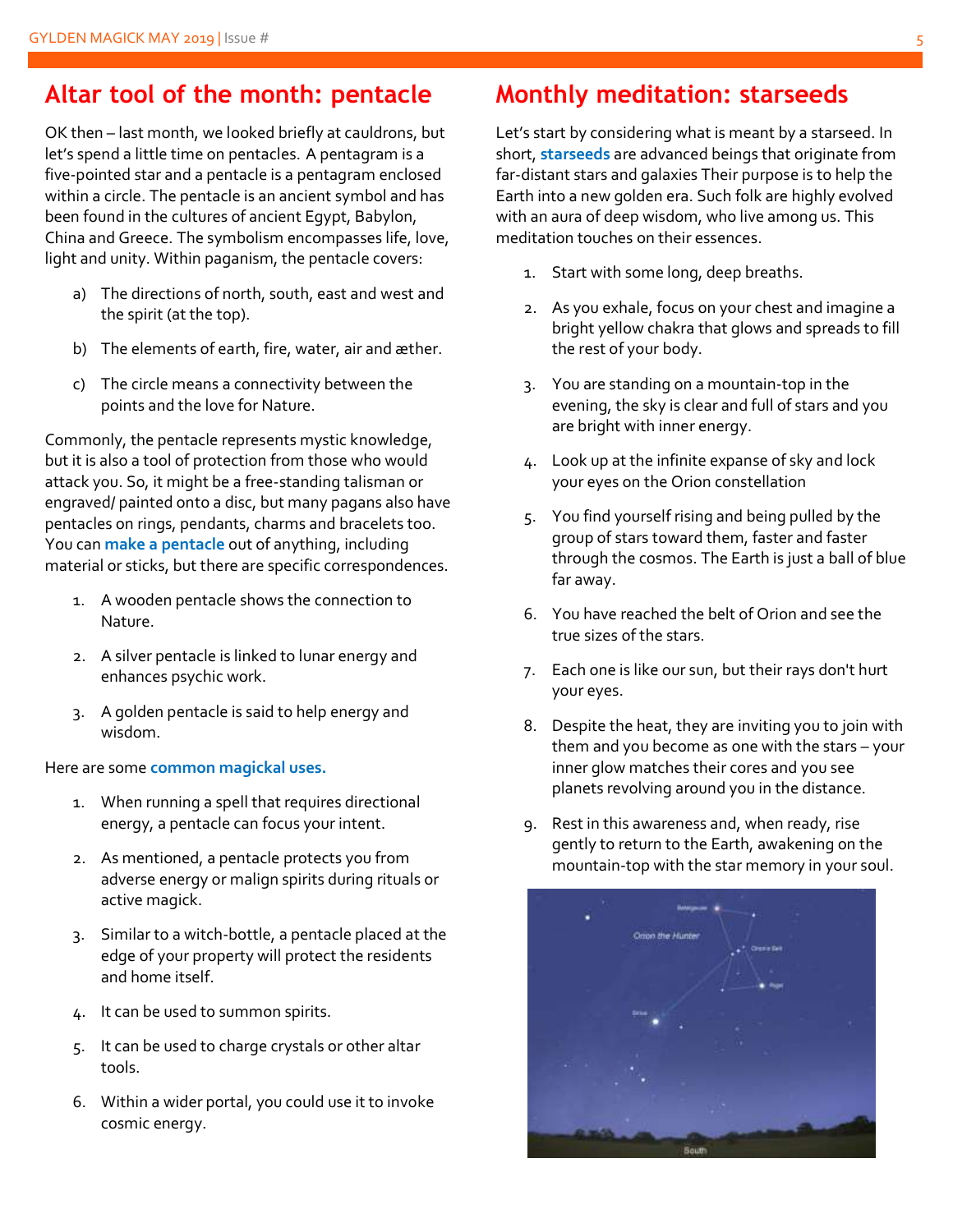## Altar tool of the month: pentacle

OK then – last month, we looked briefly at cauldrons, but let's spend a little time on pentacles. A pentagram is a five-pointed star and a pentacle is a pentagram enclosed within a circle. The pentacle is an ancient symbol and has been found in the cultures of ancient Egypt, Babylon, China and Greece. The symbolism encompasses life, love, light and unity. Within paganism, the pentacle covers:

a) The directions of north, south, east and west and the spirit (at the top).

b) The elements of earth, fire, water, air and æther.

c) The circle means a connectivity between the points and the love for Nature.

Commonly, the pentacle represents mystic knowledge, but it is also a tool of protection from those who would attack you. So, it might be a free-standing talisman or engraved/ painted onto a disc, but many pagans also have pentacles on rings, pendants, charms and bracelets too. You can **make a pentacle** out of anything, including material or sticks, but there are specific correspondences.

1. A wooden pentacle shows the connection to Nature.
2. A silver pentacle is linked to lunar energy and enhances psychic work.
3. A golden pentacle is said to help energy and wisdom.

Here are some **common magickal uses.**

1. When running a spell that requires directional energy, a pentacle can focus your intent.
2. As mentioned, a pentacle protects you from adverse energy or malign spirits during rituals or active magick.
3. Similar to a witch-bottle, a pentacle placed at the edge of your property will protect the residents and home itself.
4. It can be used to summon spirits.
5. It can be used to charge crystals or other altar tools.
6. Within a wider portal, you could use it to invoke cosmic energy.

## Monthly meditation: starseeds

Let's start by considering what is meant by a starseed. In short, **starseeds** are advanced beings that originate from far-distant stars and galaxies Their purpose is to help the Earth into a new golden era. Such folk are highly evolved with an aura of deep wisdom, who live among us. This meditation touches on their essences.

1. Start with some long, deep breaths.
2. As you exhale, focus on your chest and imagine a bright yellow chakra that glows and spreads to fill the rest of your body.
3. You are standing on a mountain-top in the evening, the sky is clear and full of stars and you are bright with inner energy.
4. Look up at the infinite expanse of sky and lock your eyes on the Orion constellation
5. You find yourself rising and being pulled by the group of stars toward them, faster and faster through the cosmos. The Earth is just a ball of blue far away.
6. You have reached the belt of Orion and see the true sizes of the stars.
7. Each one is like our sun, but their rays don't hurt your eyes.
8. Despite the heat, they are inviting you to join with them and you become as one with the stars – your inner glow matches their cores and you see planets revolving around you in the distance.
9. Rest in this awareness and, when ready, rise gently to return to the Earth, awakening on the mountain-top with the star memory in your soul.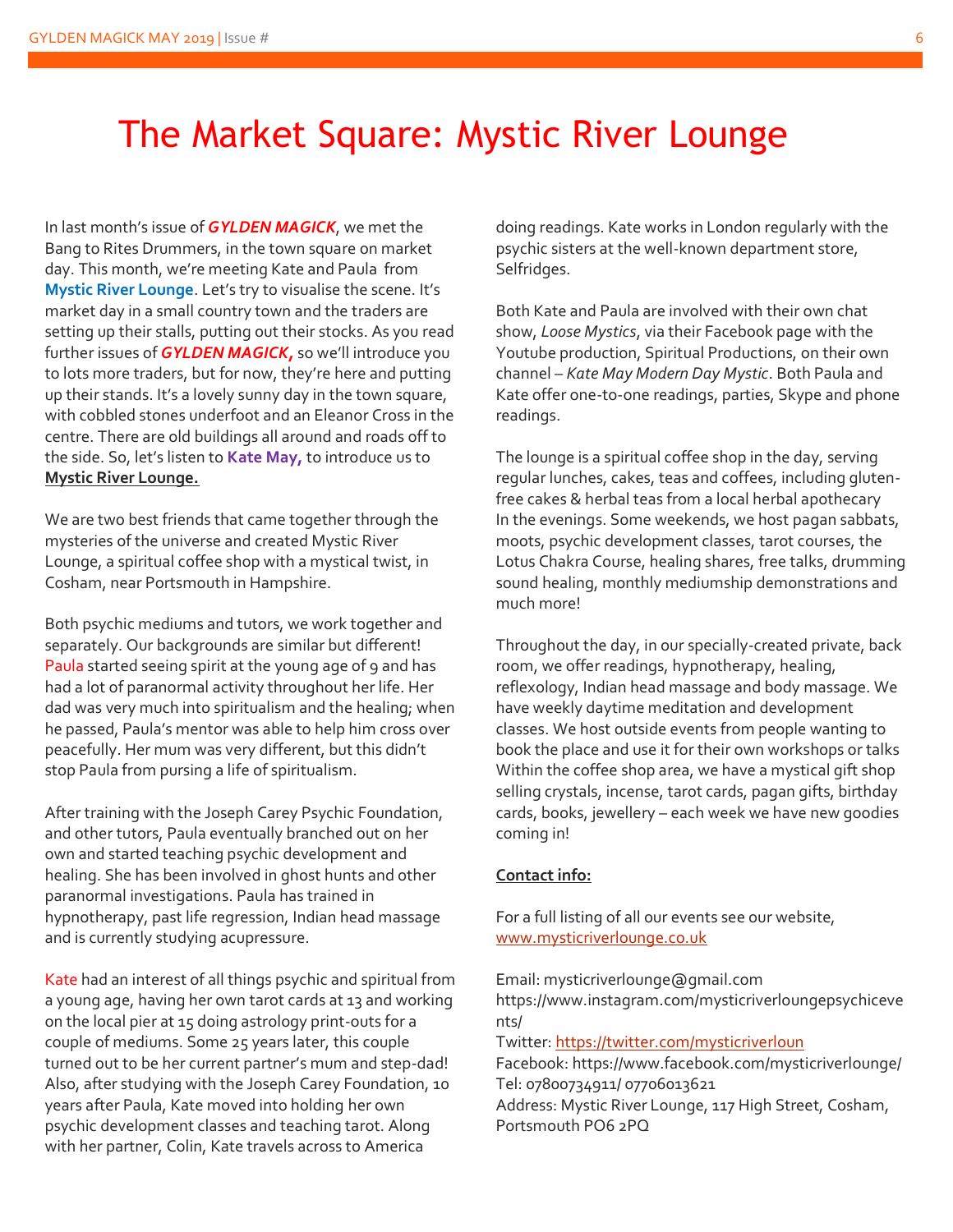# The Market Square: Mystic River Lounge

In last month's issue of ***GYLDEN MAGICK***, we met the Bang to Rites Drummers, in the town square on market day. This month, we're meeting Kate and Paula from **Mystic River Lounge**. Let's try to visualise the scene. It's market day in a small country town and the traders are setting up their stalls, putting out their stocks. As you read further issues of ***GYLDEN MAGICK,*** so we'll introduce you to lots more traders, but for now, they're here and putting up their stands. It's a lovely sunny day in the town square, with cobbled stones underfoot and an Eleanor Cross in the centre. There are old buildings all around and roads off to the side. So, let's listen to **Kate May,** to introduce us to **Mystic River Lounge.**

We are two best friends that came together through the mysteries of the universe and created Mystic River Lounge, a spiritual coffee shop with a mystical twist, in Cosham, near Portsmouth in Hampshire.

Both psychic mediums and tutors, we work together and separately. Our backgrounds are similar but different! Paula started seeing spirit at the young age of 9 and has had a lot of paranormal activity throughout her life. Her dad was very much into spiritualism and the healing; when he passed, Paula's mentor was able to help him cross over peacefully. Her mum was very different, but this didn't stop Paula from pursing a life of spiritualism.

After training with the Joseph Carey Psychic Foundation, and other tutors, Paula eventually branched out on her own and started teaching psychic development and healing. She has been involved in ghost hunts and other paranormal investigations. Paula has trained in hypnotherapy, past life regression, Indian head massage and is currently studying acupressure.

Kate had an interest of all things psychic and spiritual from a young age, having her own tarot cards at 13 and working on the local pier at 15 doing astrology print-outs for a couple of mediums. Some 25 years later, this couple turned out to be her current partner's mum and step-dad! Also, after studying with the Joseph Carey Foundation, 10 years after Paula, Kate moved into holding her own psychic development classes and teaching tarot. Along with her partner, Colin, Kate travels across to America doing readings. Kate works in London regularly with the psychic sisters at the well-known department store, Selfridges.

Both Kate and Paula are involved with their own chat show, *Loose Mystics*, via their Facebook page with the Youtube production, Spiritual Productions, on their own channel – *Kate May Modern Day Mystic*. Both Paula and Kate offer one-to-one readings, parties, Skype and phone readings.

The lounge is a spiritual coffee shop in the day, serving regular lunches, cakes, teas and coffees, including gluten-free cakes & herbal teas from a local herbal apothecary In the evenings. Some weekends, we host pagan sabbats, moots, psychic development classes, tarot courses, the Lotus Chakra Course, healing shares, free talks, drumming sound healing, monthly mediumship demonstrations and much more!

Throughout the day, in our specially-created private, back room, we offer readings, hypnotherapy, healing, reflexology, Indian head massage and body massage. We have weekly daytime meditation and development classes. We host outside events from people wanting to book the place and use it for their own workshops or talks Within the coffee shop area, we have a mystical gift shop selling crystals, incense, tarot cards, pagan gifts, birthday cards, books, jewellery – each week we have new goodies coming in!

**Contact info:**

For a full listing of all our events see our website, www.mysticriverlounge.co.uk

Email: mysticriverlounge@gmail.com
https://www.instagram.com/mysticriverloungepsychicevents/
Twitter: https://twitter.com/mysticriverloun
Facebook: https://www.facebook.com/mysticriverlounge/
Tel: 07800734911/ 07706013621
Address: Mystic River Lounge, 117 High Street, Cosham, Portsmouth PO6 2PQ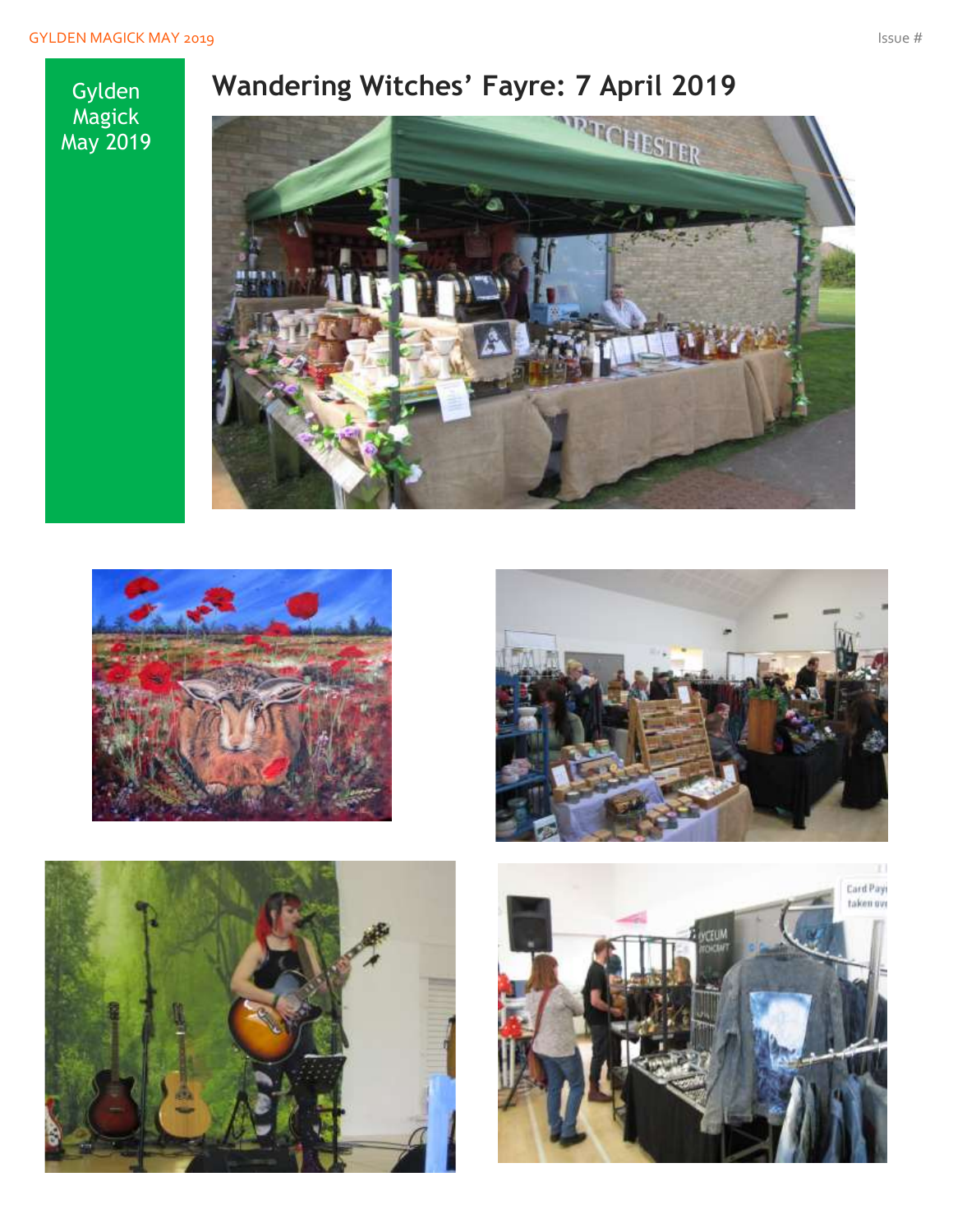# Wandering Witches' Fayre: 7 April 2019

Gylden Magick May 2019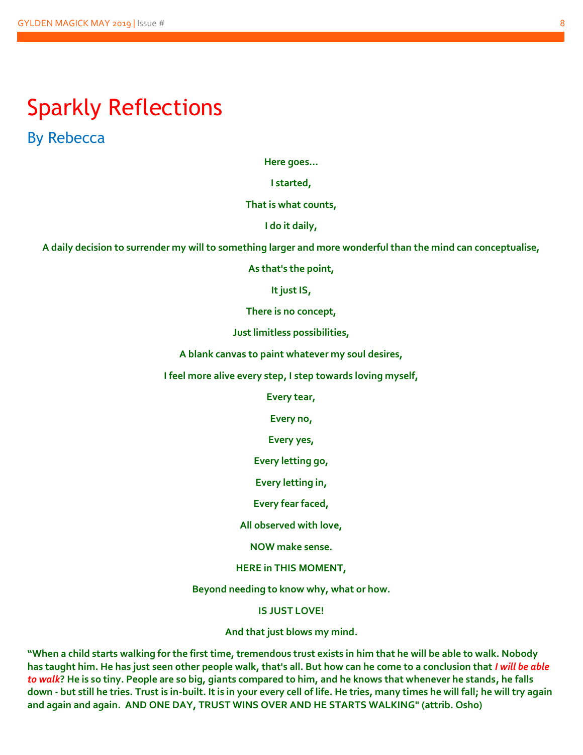# Sparkly Reflections

## By Rebecca

**Here goes…**

**I started,**

**That is what counts,**

**I do it daily,**

**A daily decision to surrender my will to something larger and more wonderful than the mind can conceptualise,**

**As that's the point,**

**It just IS,**

**There is no concept,**

**Just limitless possibilities,**

**A blank canvas to paint whatever my soul desires,**

**I feel more alive every step, I step towards loving myself,**

**Every tear,**

**Every no,**

**Every yes,**

**Every letting go,**

**Every letting in,**

**Every fear faced,**

**All observed with love,**

**NOW make sense.**

**HERE in THIS MOMENT,**

**Beyond needing to know why, what or how.**

**IS JUST LOVE!**

**And that just blows my mind.**

**"When a child starts walking for the first time, tremendous trust exists in him that he will be able to walk. Nobody has taught him. He has just seen other people walk, that's all. But how can he come to a conclusion that *I will be able to walk*? He is so tiny. People are so big, giants compared to him, and he knows that whenever he stands, he falls down - but still he tries. Trust is in-built. It is in your every cell of life. He tries, many times he will fall; he will try again and again and again. AND ONE DAY, TRUST WINS OVER AND HE STARTS WALKING" (attrib. Osho)**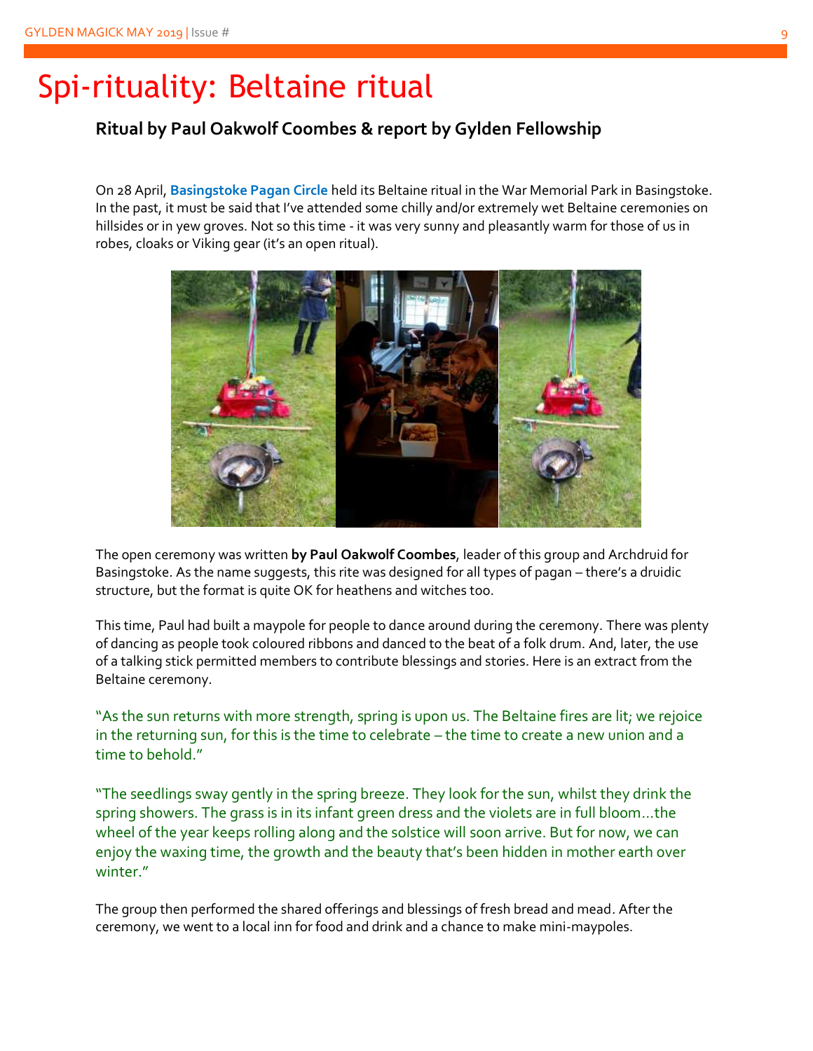# Spi-rituality: Beltaine ritual

### Ritual by Paul Oakwolf Coombes & report by Gylden Fellowship

On 28 April, **Basingstoke Pagan Circle** held its Beltaine ritual in the War Memorial Park in Basingstoke. In the past, it must be said that I've attended some chilly and/or extremely wet Beltaine ceremonies on hillsides or in yew groves. Not so this time - it was very sunny and pleasantly warm for those of us in robes, cloaks or Viking gear (it's an open ritual).

The open ceremony was written **by Paul Oakwolf Coombes**, leader of this group and Archdruid for Basingstoke. As the name suggests, this rite was designed for all types of pagan – there's a druidic structure, but the format is quite OK for heathens and witches too.

This time, Paul had built a maypole for people to dance around during the ceremony. There was plenty of dancing as people took coloured ribbons and danced to the beat of a folk drum. And, later, the use of a talking stick permitted members to contribute blessings and stories. Here is an extract from the Beltaine ceremony.

"As the sun returns with more strength, spring is upon us. The Beltaine fires are lit; we rejoice in the returning sun, for this is the time to celebrate – the time to create a new union and a time to behold."

"The seedlings sway gently in the spring breeze. They look for the sun, whilst they drink the spring showers. The grass is in its infant green dress and the violets are in full bloom…the wheel of the year keeps rolling along and the solstice will soon arrive. But for now, we can enjoy the waxing time, the growth and the beauty that's been hidden in mother earth over winter."

The group then performed the shared offerings and blessings of fresh bread and mead. After the ceremony, we went to a local inn for food and drink and a chance to make mini-maypoles.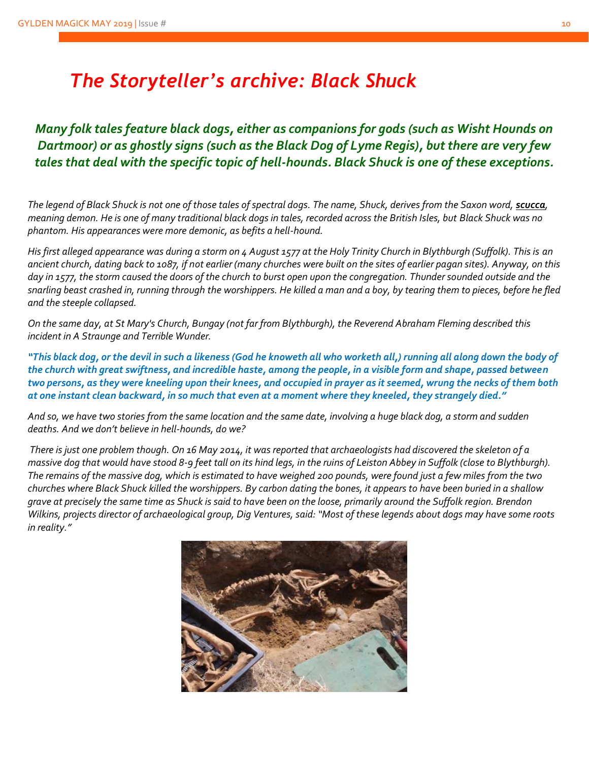# *The Storyteller's archive: Black Shuck*

***Many folk tales feature black dogs, either as companions for gods (such as Wisht Hounds on Dartmoor) or as ghostly signs (such as the Black Dog of Lyme Regis), but there are very few tales that deal with the specific topic of hell-hounds. Black Shuck is one of these exceptions.***

*The legend of Black Shuck is not one of those tales of spectral dogs. The name, Shuck, derives from the Saxon word, **scucca**, meaning demon. He is one of many traditional black dogs in tales, recorded across the British Isles, but Black Shuck was no phantom. His appearances were more demonic, as befits a hell-hound.*

*His first alleged appearance was during a storm on 4 August 1577 at the Holy Trinity Church in Blythburgh (Suffolk). This is an ancient church, dating back to 1087, if not earlier (many churches were built on the sites of earlier pagan sites). Anyway, on this day in 1577, the storm caused the doors of the church to burst open upon the congregation. Thunder sounded outside and the snarling beast crashed in, running through the worshippers. He killed a man and a boy, by tearing them to pieces, before he fled and the steeple collapsed.*

*On the same day, at St Mary's Church, Bungay (not far from Blythburgh), the Reverend Abraham Fleming described this incident in A Straunge and Terrible Wunder.*

***"This black dog, or the devil in such a likeness (God he knoweth all who worketh all,) running all along down the body of the church with great swiftness, and incredible haste, among the people, in a visible form and shape, passed between two persons, as they were kneeling upon their knees, and occupied in prayer as it seemed, wrung the necks of them both at one instant clean backward, in so much that even at a moment where they kneeled, they strangely died."***

*And so, we have two stories from the same location and the same date, involving a huge black dog, a storm and sudden deaths. And we don't believe in hell-hounds, do we?*

*There is just one problem though. On 16 May 2014, it was reported that archaeologists had discovered the skeleton of a massive dog that would have stood 8-9 feet tall on its hind legs, in the ruins of Leiston Abbey in Suffolk (close to Blythburgh). The remains of the massive dog, which is estimated to have weighed 200 pounds, were found just a few miles from the two churches where Black Shuck killed the worshippers. By carbon dating the bones, it appears to have been buried in a shallow grave at precisely the same time as Shuck is said to have been on the loose, primarily around the Suffolk region. Brendon Wilkins, projects director of archaeological group, Dig Ventures, said: "Most of these legends about dogs may have some roots in reality."*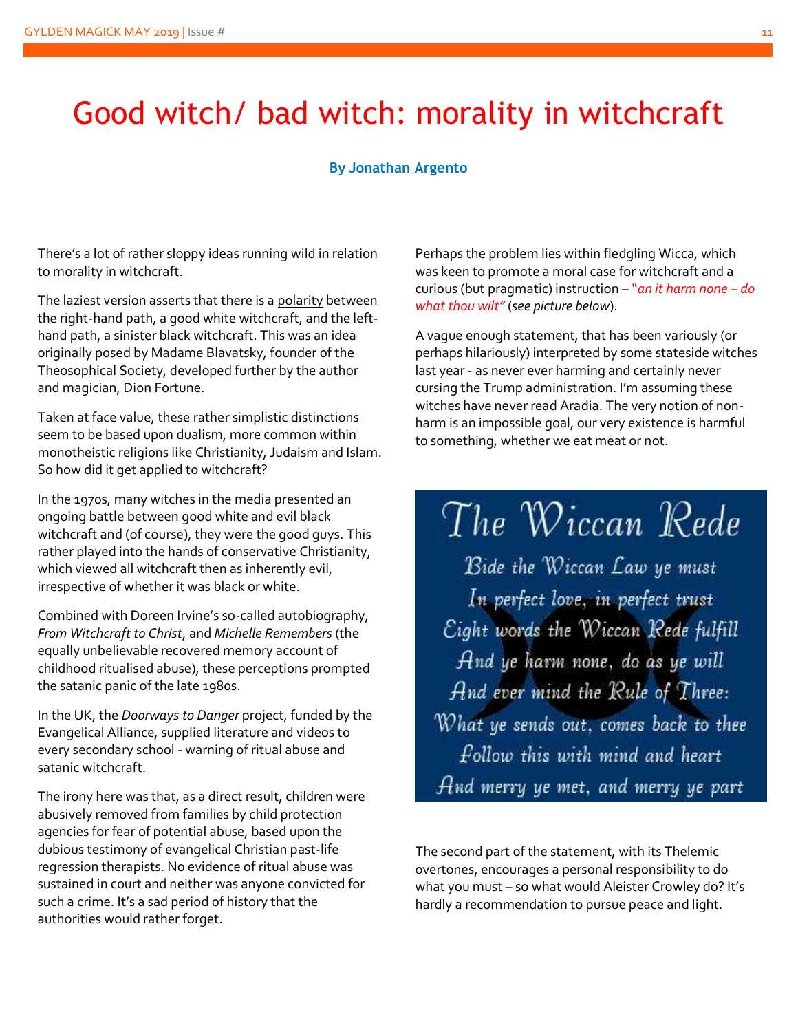# Good witch/ bad witch: morality in witchcraft

**By Jonathan Argento**

There's a lot of rather sloppy ideas running wild in relation to morality in witchcraft.

The laziest version asserts that there is a polarity between the right-hand path, a good white witchcraft, and the left-hand path, a sinister black witchcraft. This was an idea originally posed by Madame Blavatsky, founder of the Theosophical Society, developed further by the author and magician, Dion Fortune.

Taken at face value, these rather simplistic distinctions seem to be based upon dualism, more common within monotheistic religions like Christianity, Judaism and Islam. So how did it get applied to witchcraft?

In the 1970s, many witches in the media presented an ongoing battle between good white and evil black witchcraft and (of course), they were the good guys. This rather played into the hands of conservative Christianity, which viewed all witchcraft then as inherently evil, irrespective of whether it was black or white.

Combined with Doreen Irvine's so-called autobiography, *From Witchcraft to Christ*, and *Michelle Remembers* (the equally unbelievable recovered memory account of childhood ritualised abuse), these perceptions prompted the satanic panic of the late 1980s.

In the UK, the *Doorways to Danger* project, funded by the Evangelical Alliance, supplied literature and videos to every secondary school - warning of ritual abuse and satanic witchcraft.

The irony here was that, as a direct result, children were abusively removed from families by child protection agencies for fear of potential abuse, based upon the dubious testimony of evangelical Christian past-life regression therapists. No evidence of ritual abuse was sustained in court and neither was anyone convicted for such a crime. It's a sad period of history that the authorities would rather forget.

Perhaps the problem lies within fledgling Wicca, which was keen to promote a moral case for witchcraft and a curious (but pragmatic) instruction – *"an it harm none – do what thou wilt"* (*see picture below*).

A vague enough statement, that has been variously (or perhaps hilariously) interpreted by some stateside witches last year - as never ever harming and certainly never cursing the Trump administration. I'm assuming these witches have never read Aradia. The very notion of non-harm is an impossible goal, our very existence is harmful to something, whether we eat meat or not.

The Wiccan Rede

Bide the Wiccan Law ye must
In perfect love, in perfect trust
Eight words the Wiccan Rede fulfill
And ye harm none, do as ye will
And ever mind the Rule of Three:
What ye sends out, comes back to thee
Follow this with mind and heart
And merry ye met, and merry ye part

The second part of the statement, with its Thelemic overtones, encourages a personal responsibility to do what you must – so what would Aleister Crowley do? It's hardly a recommendation to pursue peace and light.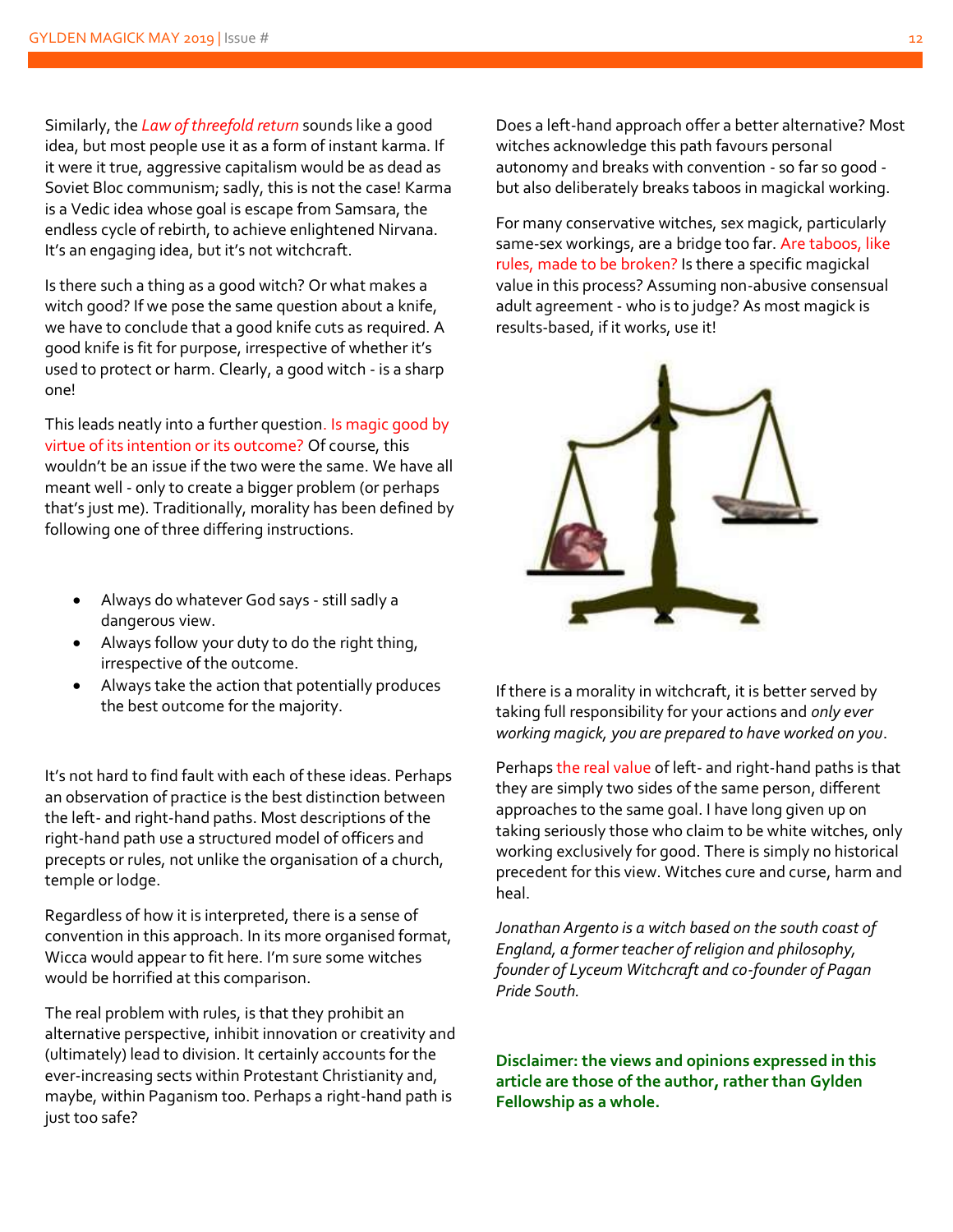Similarly, the *Law of threefold return* sounds like a good idea, but most people use it as a form of instant karma. If it were it true, aggressive capitalism would be as dead as Soviet Bloc communism; sadly, this is not the case! Karma is a Vedic idea whose goal is escape from Samsara, the endless cycle of rebirth, to achieve enlightened Nirvana. It's an engaging idea, but it's not witchcraft.

Is there such a thing as a good witch? Or what makes a witch good? If we pose the same question about a knife, we have to conclude that a good knife cuts as required. A good knife is fit for purpose, irrespective of whether it's used to protect or harm. Clearly, a good witch - is a sharp one!

This leads neatly into a further question. Is magic good by virtue of its intention or its outcome? Of course, this wouldn't be an issue if the two were the same. We have all meant well - only to create a bigger problem (or perhaps that's just me). Traditionally, morality has been defined by following one of three differing instructions.

- Always do whatever God says - still sadly a dangerous view.
- Always follow your duty to do the right thing, irrespective of the outcome.
- Always take the action that potentially produces the best outcome for the majority.

It's not hard to find fault with each of these ideas. Perhaps an observation of practice is the best distinction between the left- and right-hand paths. Most descriptions of the right-hand path use a structured model of officers and precepts or rules, not unlike the organisation of a church, temple or lodge.

Regardless of how it is interpreted, there is a sense of convention in this approach. In its more organised format, Wicca would appear to fit here. I'm sure some witches would be horrified at this comparison.

The real problem with rules, is that they prohibit an alternative perspective, inhibit innovation or creativity and (ultimately) lead to division. It certainly accounts for the ever-increasing sects within Protestant Christianity and, maybe, within Paganism too. Perhaps a right-hand path is just too safe?

Does a left-hand approach offer a better alternative? Most witches acknowledge this path favours personal autonomy and breaks with convention - so far so good - but also deliberately breaks taboos in magickal working.

For many conservative witches, sex magick, particularly same-sex workings, are a bridge too far. Are taboos, like rules, made to be broken? Is there a specific magickal value in this process? Assuming non-abusive consensual adult agreement - who is to judge? As most magick is results-based, if it works, use it!

If there is a morality in witchcraft, it is better served by taking full responsibility for your actions and *only ever working magick, you are prepared to have worked on you*.

Perhaps the real value of left- and right-hand paths is that they are simply two sides of the same person, different approaches to the same goal. I have long given up on taking seriously those who claim to be white witches, only working exclusively for good. There is simply no historical precedent for this view. Witches cure and curse, harm and heal.

*Jonathan Argento is a witch based on the south coast of England, a former teacher of religion and philosophy, founder of Lyceum Witchcraft and co-founder of Pagan Pride South.*

**Disclaimer: the views and opinions expressed in this article are those of the author, rather than Gylden Fellowship as a whole.**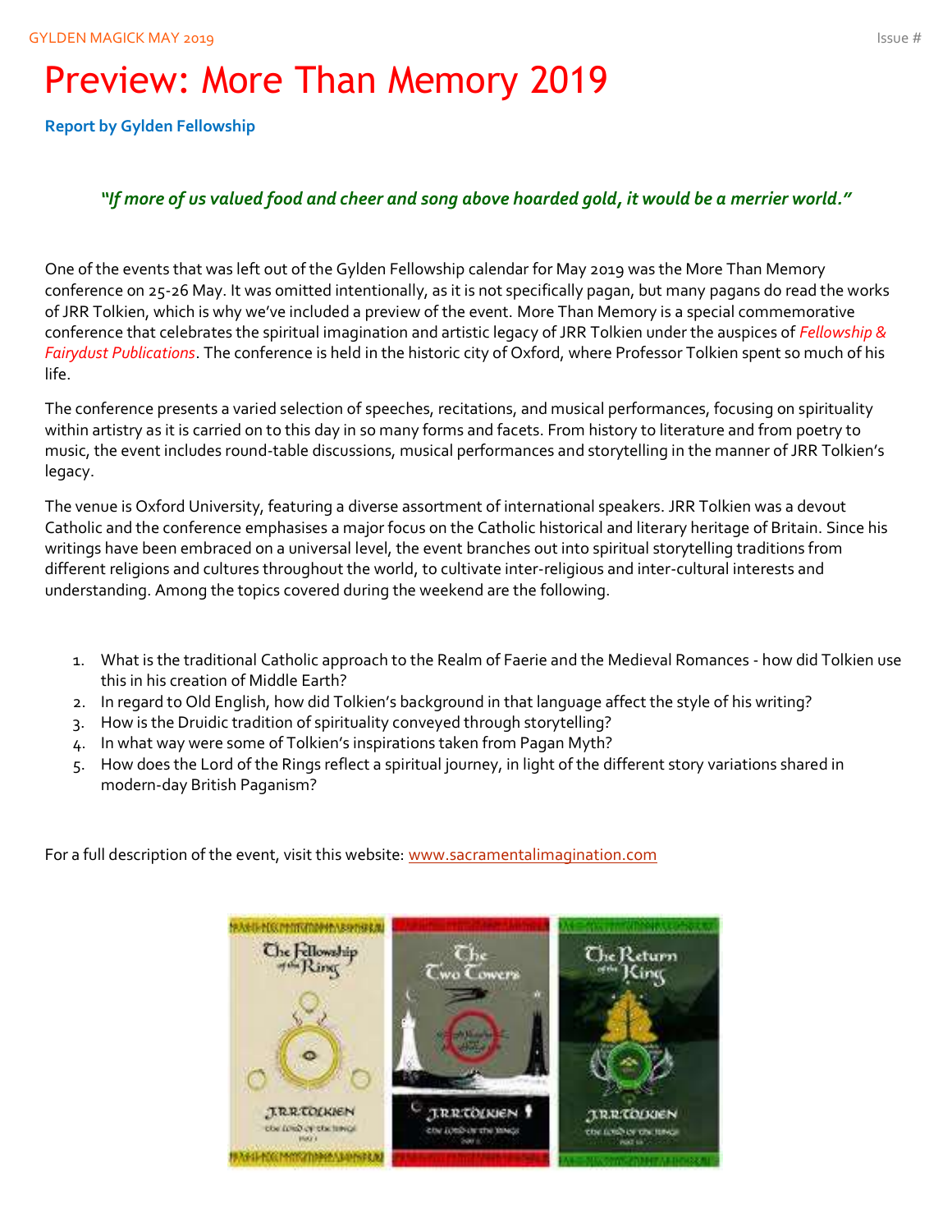# Preview: More Than Memory 2019

**Report by Gylden Fellowship**

*"If more of us valued food and cheer and song above hoarded gold, it would be a merrier world."*

One of the events that was left out of the Gylden Fellowship calendar for May 2019 was the More Than Memory conference on 25-26 May. It was omitted intentionally, as it is not specifically pagan, but many pagans do read the works of JRR Tolkien, which is why we've included a preview of the event. More Than Memory is a special commemorative conference that celebrates the spiritual imagination and artistic legacy of JRR Tolkien under the auspices of *Fellowship & Fairydust Publications*. The conference is held in the historic city of Oxford, where Professor Tolkien spent so much of his life.

The conference presents a varied selection of speeches, recitations, and musical performances, focusing on spirituality within artistry as it is carried on to this day in so many forms and facets. From history to literature and from poetry to music, the event includes round-table discussions, musical performances and storytelling in the manner of JRR Tolkien's legacy.

The venue is Oxford University, featuring a diverse assortment of international speakers. JRR Tolkien was a devout Catholic and the conference emphasises a major focus on the Catholic historical and literary heritage of Britain. Since his writings have been embraced on a universal level, the event branches out into spiritual storytelling traditions from different religions and cultures throughout the world, to cultivate inter-religious and inter-cultural interests and understanding. Among the topics covered during the weekend are the following.

1. What is the traditional Catholic approach to the Realm of Faerie and the Medieval Romances - how did Tolkien use this in his creation of Middle Earth?
2. In regard to Old English, how did Tolkien's background in that language affect the style of his writing?
3. How is the Druidic tradition of spirituality conveyed through storytelling?
4. In what way were some of Tolkien's inspirations taken from Pagan Myth?
5. How does the Lord of the Rings reflect a spiritual journey, in light of the different story variations shared in modern-day British Paganism?

For a full description of the event, visit this website: www.sacramentalimagination.com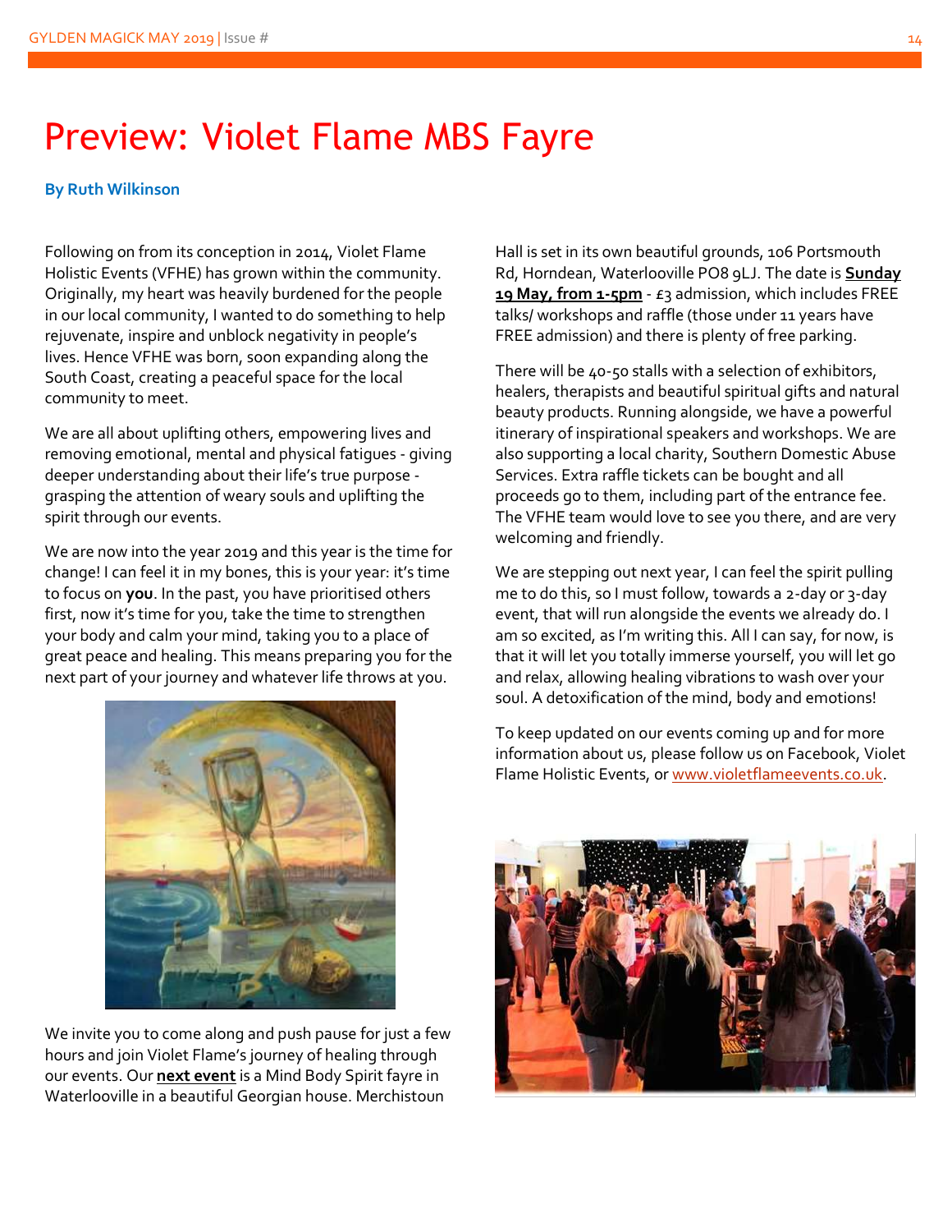# Preview: Violet Flame MBS Fayre

**By Ruth Wilkinson**

Following on from its conception in 2014, Violet Flame Holistic Events (VFHE) has grown within the community. Originally, my heart was heavily burdened for the people in our local community, I wanted to do something to help rejuvenate, inspire and unblock negativity in people's lives. Hence VFHE was born, soon expanding along the South Coast, creating a peaceful space for the local community to meet.

We are all about uplifting others, empowering lives and removing emotional, mental and physical fatigues - giving deeper understanding about their life's true purpose - grasping the attention of weary souls and uplifting the spirit through our events.

We are now into the year 2019 and this year is the time for change! I can feel it in my bones, this is your year: it's time to focus on **you**. In the past, you have prioritised others first, now it's time for you, take the time to strengthen your body and calm your mind, taking you to a place of great peace and healing. This means preparing you for the next part of your journey and whatever life throws at you.

We invite you to come along and push pause for just a few hours and join Violet Flame's journey of healing through our events. Our **next event** is a Mind Body Spirit fayre in Waterlooville in a beautiful Georgian house. Merchistoun Hall is set in its own beautiful grounds, 106 Portsmouth Rd, Horndean, Waterlooville PO8 9LJ. The date is **Sunday 19 May, from 1-5pm** - £3 admission, which includes FREE talks/ workshops and raffle (those under 11 years have FREE admission) and there is plenty of free parking.

There will be 40-50 stalls with a selection of exhibitors, healers, therapists and beautiful spiritual gifts and natural beauty products. Running alongside, we have a powerful itinerary of inspirational speakers and workshops. We are also supporting a local charity, Southern Domestic Abuse Services. Extra raffle tickets can be bought and all proceeds go to them, including part of the entrance fee. The VFHE team would love to see you there, and are very welcoming and friendly.

We are stepping out next year, I can feel the spirit pulling me to do this, so I must follow, towards a 2-day or 3-day event, that will run alongside the events we already do. I am so excited, as I'm writing this. All I can say, for now, is that it will let you totally immerse yourself, you will let go and relax, allowing healing vibrations to wash over your soul. A detoxification of the mind, body and emotions!

To keep updated on our events coming up and for more information about us, please follow us on Facebook, Violet Flame Holistic Events, or www.violetflameevents.co.uk.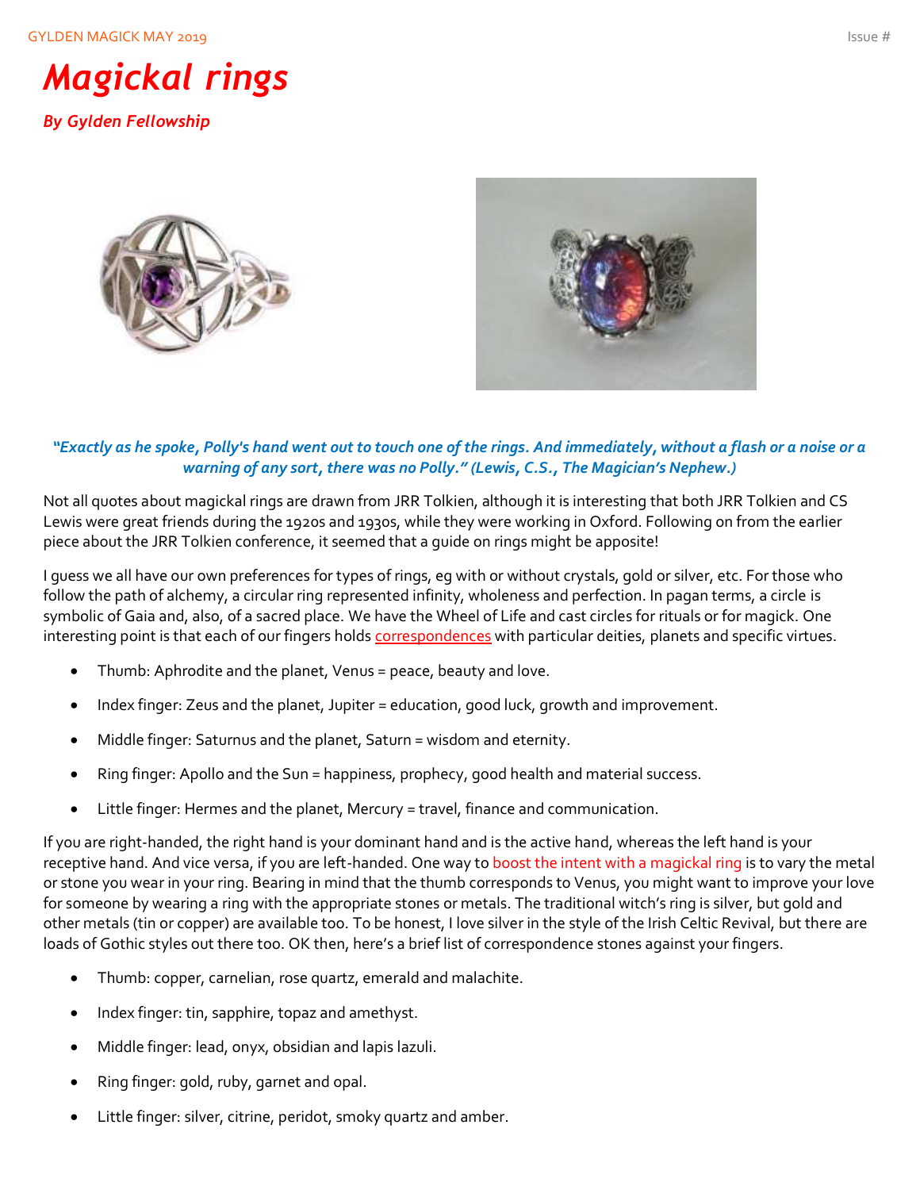# Magickal rings

***By Gylden Fellowship***

***"Exactly as he spoke, Polly's hand went out to touch one of the rings. And immediately, without a flash or a noise or a warning of any sort, there was no Polly." (Lewis, C.S., The Magician's Nephew.)***

Not all quotes about magickal rings are drawn from JRR Tolkien, although it is interesting that both JRR Tolkien and CS Lewis were great friends during the 1920s and 1930s, while they were working in Oxford. Following on from the earlier piece about the JRR Tolkien conference, it seemed that a guide on rings might be apposite!

I guess we all have our own preferences for types of rings, eg with or without crystals, gold or silver, etc. For those who follow the path of alchemy, a circular ring represented infinity, wholeness and perfection. In pagan terms, a circle is symbolic of Gaia and, also, of a sacred place. We have the Wheel of Life and cast circles for rituals or for magick. One interesting point is that each of our fingers holds correspondences with particular deities, planets and specific virtues.

- Thumb: Aphrodite and the planet, Venus = peace, beauty and love.
- Index finger: Zeus and the planet, Jupiter = education, good luck, growth and improvement.
- Middle finger: Saturnus and the planet, Saturn = wisdom and eternity.
- Ring finger: Apollo and the Sun = happiness, prophecy, good health and material success.
- Little finger: Hermes and the planet, Mercury = travel, finance and communication.

If you are right-handed, the right hand is your dominant hand and is the active hand, whereas the left hand is your receptive hand. And vice versa, if you are left-handed. One way to boost the intent with a magickal ring is to vary the metal or stone you wear in your ring. Bearing in mind that the thumb corresponds to Venus, you might want to improve your love for someone by wearing a ring with the appropriate stones or metals. The traditional witch's ring is silver, but gold and other metals (tin or copper) are available too. To be honest, I love silver in the style of the Irish Celtic Revival, but there are loads of Gothic styles out there too. OK then, here's a brief list of correspondence stones against your fingers.

- Thumb: copper, carnelian, rose quartz, emerald and malachite.
- Index finger: tin, sapphire, topaz and amethyst.
- Middle finger: lead, onyx, obsidian and lapis lazuli.
- Ring finger: gold, ruby, garnet and opal.
- Little finger: silver, citrine, peridot, smoky quartz and amber.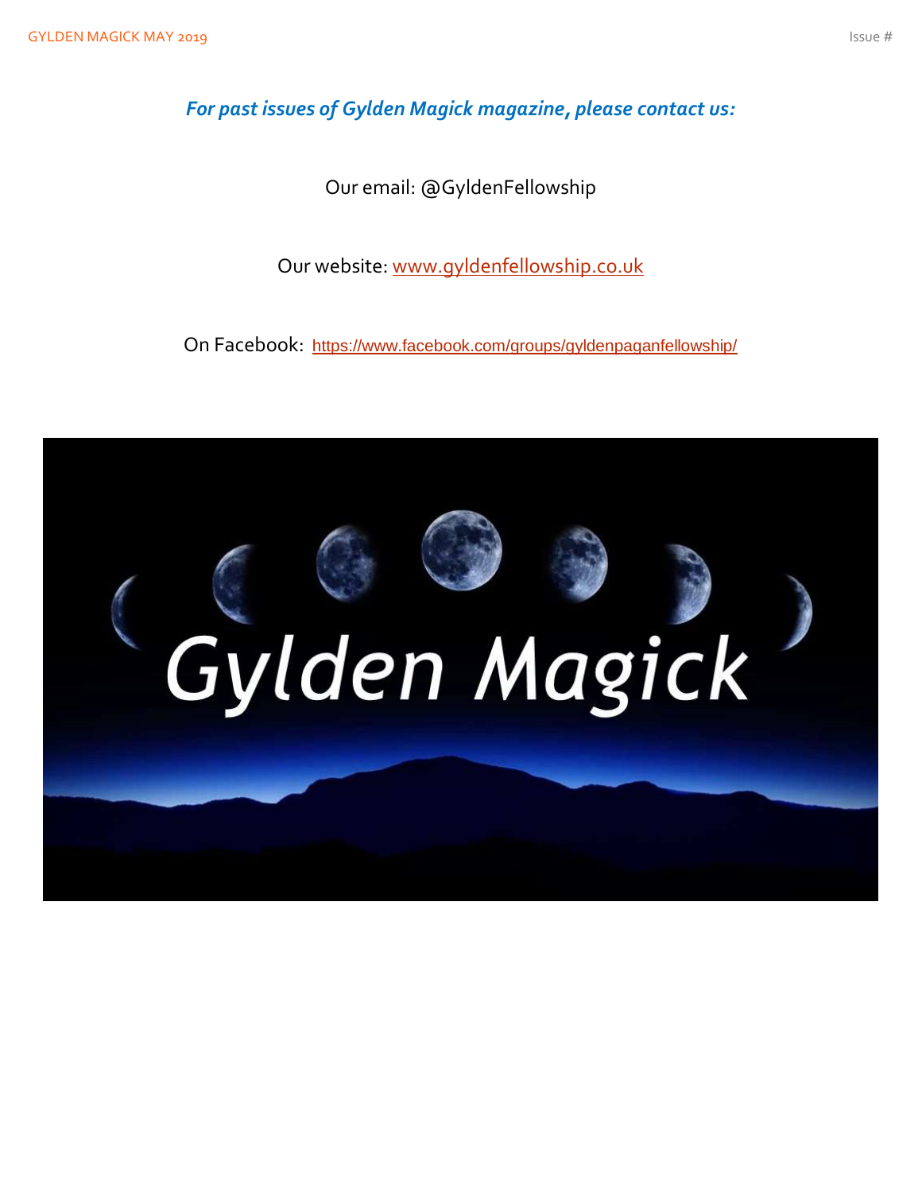***For past issues of Gylden Magick magazine, please contact us:***

Our email: @GyldenFellowship

Our website: [www.gyldenfellowship.co.uk](http://www.gyldenfellowship.co.uk)

On Facebook: [https://www.facebook.com/groups/gyldenpaganfellowship/](https://www.facebook.com/groups/gyldenpaganfellowship/)